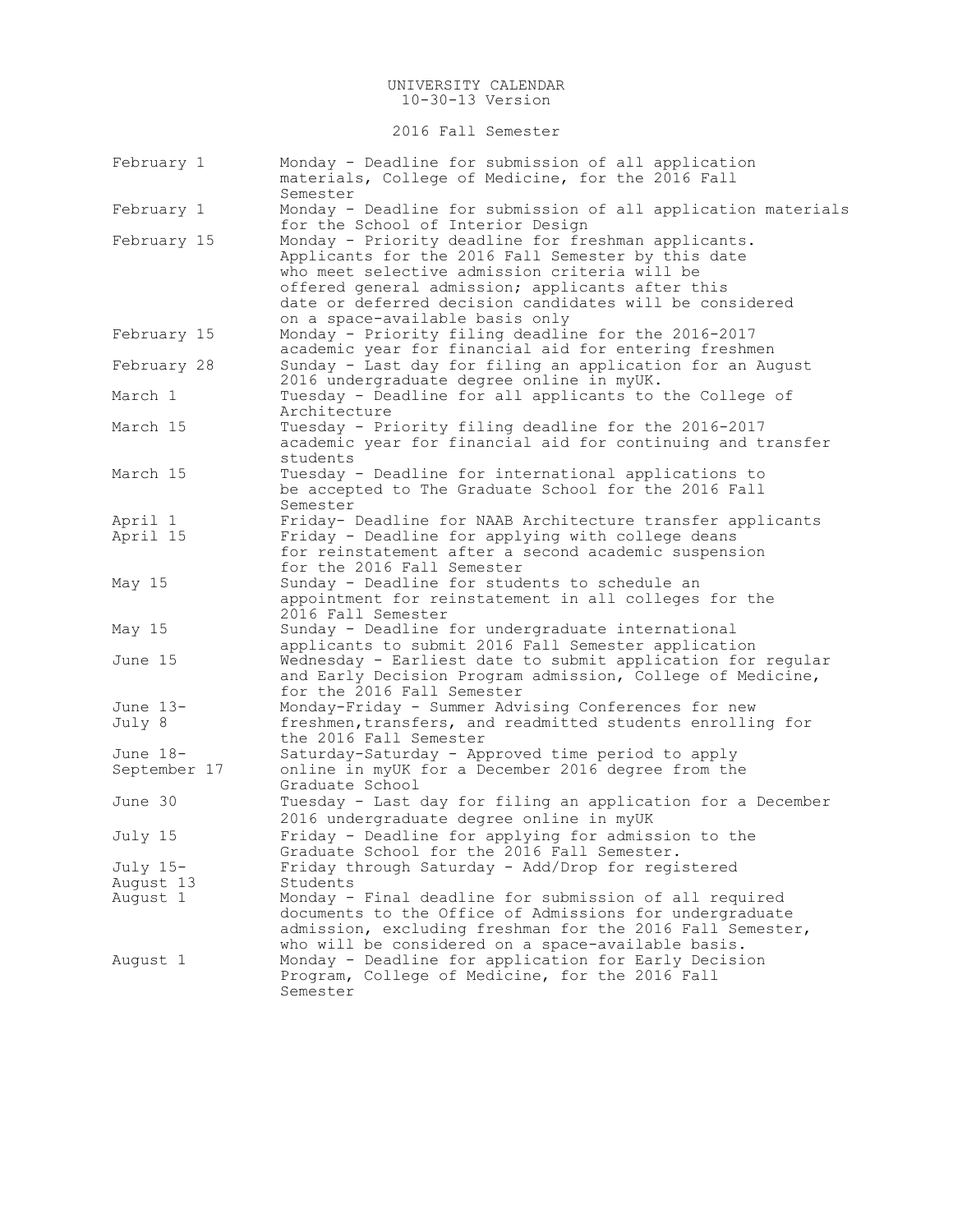# UNIVERSITY CALENDAR
10-30-13 Version

## 2016 Fall Semester

| Date | Event |
|---|---|
| February 1 | Monday - Deadline for submission of all application materials, College of Medicine, for the 2016 Fall Semester |
| February 1 | Monday - Deadline for submission of all application materials for the School of Interior Design |
| February 15 | Monday - Priority deadline for freshman applicants. Applicants for the 2016 Fall Semester by this date who meet selective admission criteria will be offered general admission; applicants after this date or deferred decision candidates will be considered on a space-available basis only |
| February 15 | Monday - Priority filing deadline for the 2016-2017 academic year for financial aid for entering freshmen |
| February 28 | Sunday - Last day for filing an application for an August 2016 undergraduate degree online in myUK. |
| March 1 | Tuesday - Deadline for all applicants to the College of Architecture |
| March 15 | Tuesday - Priority filing deadline for the 2016-2017 academic year for financial aid for continuing and transfer students |
| March 15 | Tuesday - Deadline for international applications to be accepted to The Graduate School for the 2016 Fall Semester |
| April 1 | Friday- Deadline for NAAB Architecture transfer applicants |
| April 15 | Friday - Deadline for applying with college deans for reinstatement after a second academic suspension for the 2016 Fall Semester |
| May 15 | Sunday - Deadline for students to schedule an appointment for reinstatement in all colleges for the 2016 Fall Semester |
| May 15 | Sunday - Deadline for undergraduate international applicants to submit 2016 Fall Semester application |
| June 15 | Wednesday - Earliest date to submit application for regular and Early Decision Program admission, College of Medicine, for the 2016 Fall Semester |
| June 13- July 8 | Monday-Friday - Summer Advising Conferences for new freshmen,transfers, and readmitted students enrolling for the 2016 Fall Semester |
| June 18- September 17 | Saturday-Saturday - Approved time period to apply online in myUK for a December 2016 degree from the Graduate School |
| June 30 | Tuesday - Last day for filing an application for a December 2016 undergraduate degree online in myUK |
| July 15 | Friday - Deadline for applying for admission to the Graduate School for the 2016 Fall Semester. |
| July 15- August 13 | Friday through Saturday - Add/Drop for registered Students |
| August 1 | Monday - Final deadline for submission of all required documents to the Office of Admissions for undergraduate admission, excluding freshman for the 2016 Fall Semester, who will be considered on a space-available basis. |
| August 1 | Monday - Deadline for application for Early Decision Program, College of Medicine, for the 2016 Fall Semester |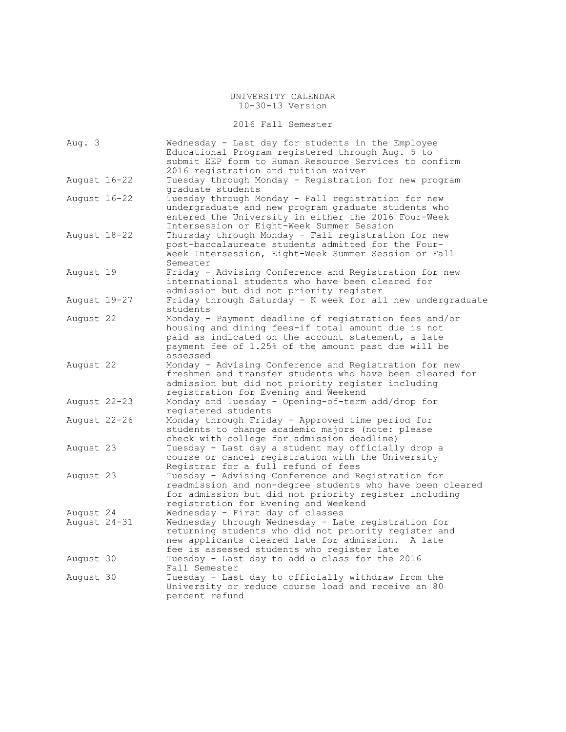# UNIVERSITY CALENDAR

10-30-13 Version

## 2016 Fall Semester

| Date | Event |
|---|---|
| Aug. 3 | Wednesday - Last day for students in the Employee Educational Program registered through Aug. 5 to submit EEP form to Human Resource Services to confirm 2016 registration and tuition waiver |
| August 16-22 | Tuesday through Monday - Registration for new program graduate students |
| August 16-22 | Tuesday through Monday - Fall registration for new undergraduate and new program graduate students who entered the University in either the 2016 Four-Week Intersession or Eight-Week Summer Session |
| August 18-22 | Thursday through Monday - Fall registration for new post-baccalaureate students admitted for the Four-Week Intersession, Eight-Week Summer Session or Fall Semester |
| August 19 | Friday - Advising Conference and Registration for new international students who have been cleared for admission but did not priority register |
| August 19-27 | Friday through Saturday - K week for all new undergraduate students |
| August 22 | Monday - Payment deadline of registration fees and/or housing and dining fees-if total amount due is not paid as indicated on the account statement, a late payment fee of 1.25% of the amount past due will be assessed |
| August 22 | Monday - Advising Conference and Registration for new freshmen and transfer students who have been cleared for admission but did not priority register including registration for Evening and Weekend |
| August 22-23 | Monday and Tuesday - Opening-of-term add/drop for registered students |
| August 22-26 | Monday through Friday - Approved time period for students to change academic majors (note: please check with college for admission deadline) |
| August 23 | Tuesday - Last day a student may officially drop a course or cancel registration with the University Registrar for a full refund of fees |
| August 23 | Tuesday - Advising Conference and Registration for readmission and non-degree students who have been cleared for admission but did not priority register including registration for Evening and Weekend |
| August 24 | Wednesday - First day of classes |
| August 24-31 | Wednesday through Wednesday - Late registration for returning students who did not priority register and new applicants cleared late for admission. A late fee is assessed students who register late |
| August 30 | Tuesday - Last day to add a class for the 2016 Fall Semester |
| August 30 | Tuesday - Last day to officially withdraw from the University or reduce course load and receive an 80 percent refund |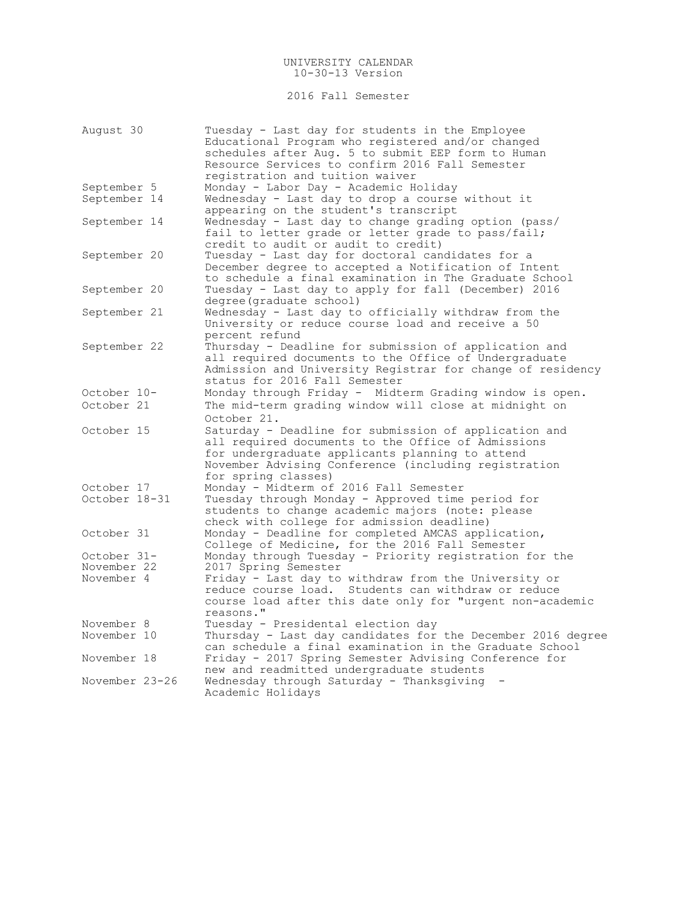UNIVERSITY CALENDAR
10-30-13 Version

## 2016 Fall Semester

| Date | Event |
|---|---|
| August 30 | Tuesday - Last day for students in the Employee Educational Program who registered and/or changed schedules after Aug. 5 to submit EEP form to Human Resource Services to confirm 2016 Fall Semester registration and tuition waiver |
| September 5 | Monday - Labor Day - Academic Holiday |
| September 14 | Wednesday - Last day to drop a course without it appearing on the student's transcript |
| September 14 | Wednesday - Last day to change grading option (pass/ fail to letter grade or letter grade to pass/fail; credit to audit or audit to credit) |
| September 20 | Tuesday - Last day for doctoral candidates for a December degree to accepted a Notification of Intent to schedule a final examination in The Graduate School |
| September 20 | Tuesday - Last day to apply for fall (December) 2016 degree(graduate school) |
| September 21 | Wednesday - Last day to officially withdraw from the University or reduce course load and receive a 50 percent refund |
| September 22 | Thursday - Deadline for submission of application and all required documents to the Office of Undergraduate Admission and University Registrar for change of residency status for 2016 Fall Semester |
| October 10- October 21 | Monday through Friday - Midterm Grading window is open. The mid-term grading window will close at midnight on October 21. |
| October 15 | Saturday - Deadline for submission of application and all required documents to the Office of Admissions for undergraduate applicants planning to attend November Advising Conference (including registration for spring classes) |
| October 17 | Monday - Midterm of 2016 Fall Semester |
| October 18-31 | Tuesday through Monday - Approved time period for students to change academic majors (note: please check with college for admission deadline) |
| October 31 | Monday - Deadline for completed AMCAS application, College of Medicine, for the 2016 Fall Semester |
| October 31- November 22 | Monday through Tuesday - Priority registration for the 2017 Spring Semester |
| November 4 | Friday - Last day to withdraw from the University or reduce course load. Students can withdraw or reduce course load after this date only for "urgent non-academic reasons." |
| November 8 | Tuesday - Presidental election day |
| November 10 | Thursday - Last day candidates for the December 2016 degree can schedule a final examination in the Graduate School |
| November 18 | Friday - 2017 Spring Semester Advising Conference for new and readmitted undergraduate students |
| November 23-26 | Wednesday through Saturday - Thanksgiving - Academic Holidays |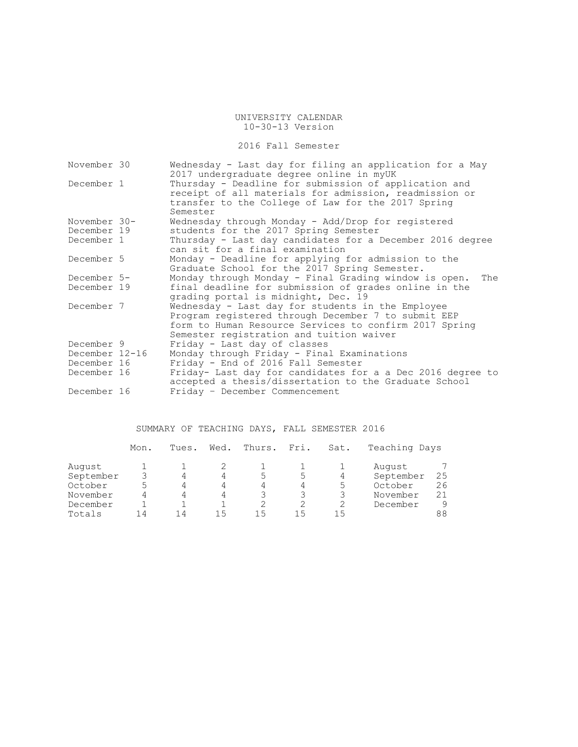# UNIVERSITY CALENDAR
10-30-13 Version

## 2016 Fall Semester

| Date | Event |
|---|---|
| November 30 | Wednesday - Last day for filing an application for a May 2017 undergraduate degree online in myUK |
| December 1 | Thursday - Deadline for submission of application and receipt of all materials for admission, readmission or transfer to the College of Law for the 2017 Spring Semester |
| November 30-December 19 | Wednesday through Monday - Add/Drop for registered students for the 2017 Spring Semester |
| December 1 | Thursday - Last day candidates for a December 2016 degree can sit for a final examination |
| December 5 | Monday - Deadline for applying for admission to the Graduate School for the 2017 Spring Semester. |
| December 5-December 19 | Monday through Monday - Final Grading window is open. The final deadline for submission of grades online in the grading portal is midnight, Dec. 19 |
| December 7 | Wednesday - Last day for students in the Employee Program registered through December 7 to submit EEP form to Human Resource Services to confirm 2017 Spring Semester registration and tuition waiver |
| December 9 | Friday - Last day of classes |
| December 12-16 | Monday through Friday - Final Examinations |
| December 16 | Friday - End of 2016 Fall Semester |
| December 16 | Friday- Last day for candidates for a a Dec 2016 degree to accepted a thesis/dissertation to the Graduate School |
| December 16 | Friday – December Commencement |

## SUMMARY OF TEACHING DAYS, FALL SEMESTER 2016

| | Mon. | Tues. | Wed. | Thurs. | Fri. | Sat. | Teaching Days | |
|---|---|---|---|---|---|---|---|---|
| August | 1 | 1 | 2 | 1 | 1 | 1 | August | 7 |
| September | 3 | 4 | 4 | 5 | 5 | 4 | September | 25 |
| October | 5 | 4 | 4 | 4 | 4 | 5 | October | 26 |
| November | 4 | 4 | 4 | 3 | 3 | 3 | November | 21 |
| December | 1 | 1 | 1 | 2 | 2 | 2 | December | 9 |
| Totals | 14 | 14 | 15 | 15 | 15 | 15 | | 88 |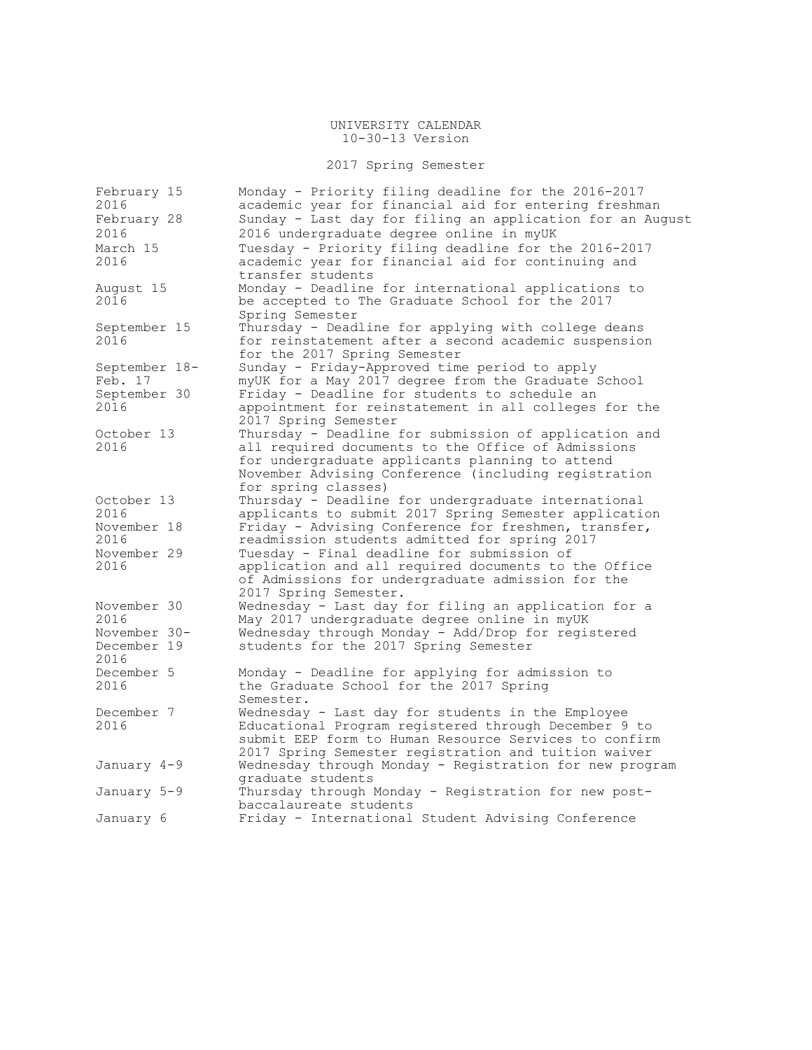# UNIVERSITY CALENDAR

10-30-13 Version

## 2017 Spring Semester

| Date | Event |
|---|---|
| February 15 2016 | Monday - Priority filing deadline for the 2016-2017 academic year for financial aid for entering freshman |
| February 28 2016 | Sunday - Last day for filing an application for an August 2016 undergraduate degree online in myUK |
| March 15 2016 | Tuesday - Priority filing deadline for the 2016-2017 academic year for financial aid for continuing and transfer students |
| August 15 2016 | Monday - Deadline for international applications to be accepted to The Graduate School for the 2017 Spring Semester |
| September 15 2016 | Thursday - Deadline for applying with college deans for reinstatement after a second academic suspension for the 2017 Spring Semester |
| September 18- Feb. 17 | Sunday - Friday-Approved time period to apply myUK for a May 2017 degree from the Graduate School |
| September 30 2016 | Friday - Deadline for students to schedule an appointment for reinstatement in all colleges for the 2017 Spring Semester |
| October 13 2016 | Thursday - Deadline for submission of application and all required documents to the Office of Admissions for undergraduate applicants planning to attend November Advising Conference (including registration for spring classes) |
| October 13 2016 | Thursday - Deadline for undergraduate international applicants to submit 2017 Spring Semester application |
| November 18 2016 | Friday - Advising Conference for freshmen, transfer, readmission students admitted for spring 2017 |
| November 29 2016 | Tuesday - Final deadline for submission of application and all required documents to the Office of Admissions for undergraduate admission for the 2017 Spring Semester. |
| November 30 2016 | Wednesday - Last day for filing an application for a May 2017 undergraduate degree online in myUK |
| November 30- December 19 2016 | Wednesday through Monday - Add/Drop for registered students for the 2017 Spring Semester |
| December 5 2016 | Monday - Deadline for applying for admission to the Graduate School for the 2017 Spring Semester. |
| December 7 2016 | Wednesday - Last day for students in the Employee Educational Program registered through December 9 to submit EEP form to Human Resource Services to confirm 2017 Spring Semester registration and tuition waiver |
| January 4-9 | Wednesday through Monday - Registration for new program graduate students |
| January 5-9 | Thursday through Monday - Registration for new post-baccalaureate students |
| January 6 | Friday - International Student Advising Conference |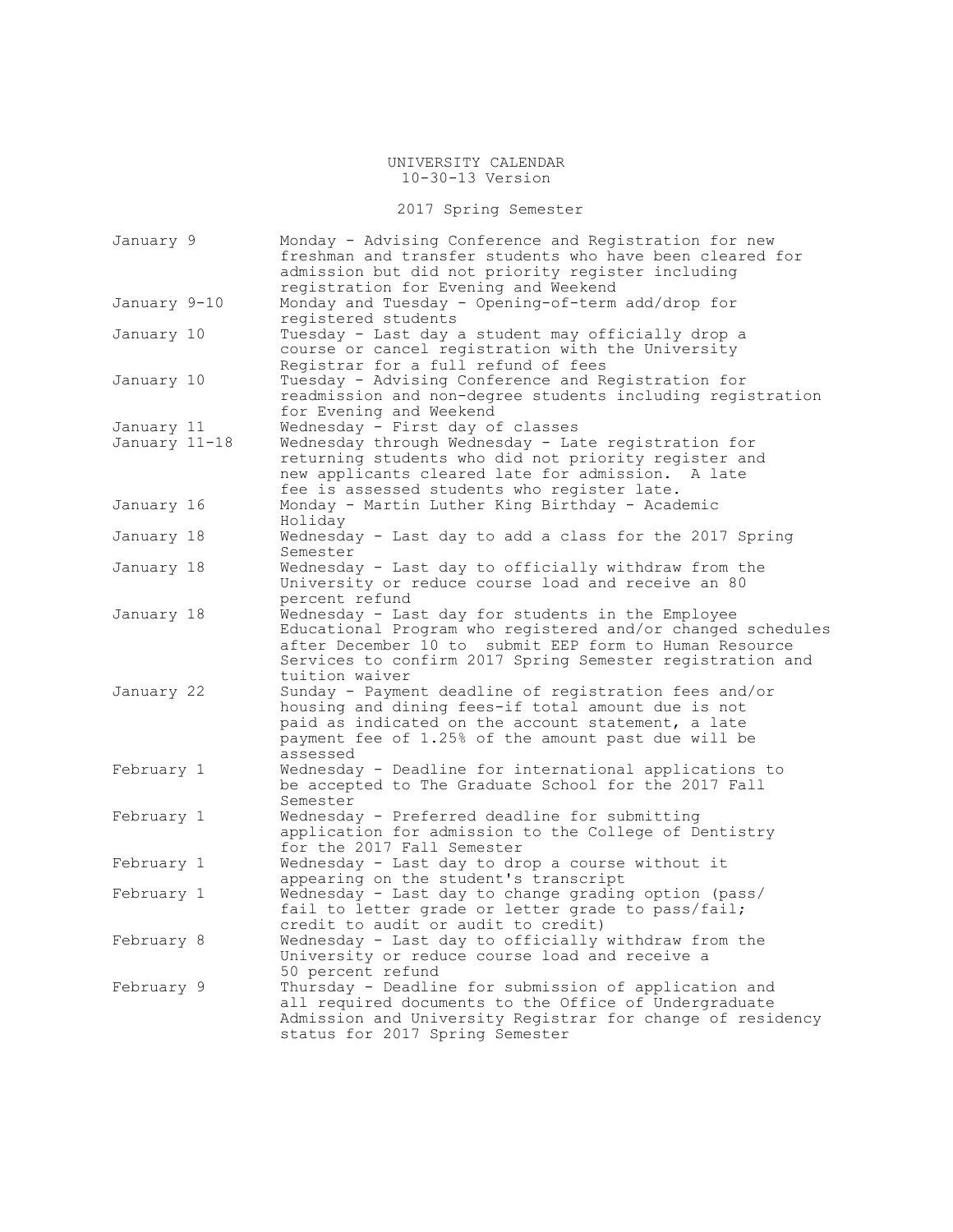UNIVERSITY CALENDAR
10-30-13 Version

## 2017 Spring Semester

| Date | Event |
|---|---|
| January 9 | Monday - Advising Conference and Registration for new freshman and transfer students who have been cleared for admission but did not priority register including registration for Evening and Weekend |
| January 9-10 | Monday and Tuesday - Opening-of-term add/drop for registered students |
| January 10 | Tuesday - Last day a student may officially drop a course or cancel registration with the University Registrar for a full refund of fees |
| January 10 | Tuesday - Advising Conference and Registration for readmission and non-degree students including registration for Evening and Weekend |
| January 11 | Wednesday - First day of classes |
| January 11-18 | Wednesday through Wednesday - Late registration for returning students who did not priority register and new applicants cleared late for admission. A late fee is assessed students who register late. |
| January 16 | Monday - Martin Luther King Birthday - Academic Holiday |
| January 18 | Wednesday - Last day to add a class for the 2017 Spring Semester |
| January 18 | Wednesday - Last day to officially withdraw from the University or reduce course load and receive an 80 percent refund |
| January 18 | Wednesday - Last day for students in the Employee Educational Program who registered and/or changed schedules after December 10 to submit EEP form to Human Resource Services to confirm 2017 Spring Semester registration and tuition waiver |
| January 22 | Sunday - Payment deadline of registration fees and/or housing and dining fees-if total amount due is not paid as indicated on the account statement, a late payment fee of 1.25% of the amount past due will be assessed |
| February 1 | Wednesday - Deadline for international applications to be accepted to The Graduate School for the 2017 Fall Semester |
| February 1 | Wednesday - Preferred deadline for submitting application for admission to the College of Dentistry for the 2017 Fall Semester |
| February 1 | Wednesday - Last day to drop a course without it appearing on the student's transcript |
| February 1 | Wednesday - Last day to change grading option (pass/fail to letter grade or letter grade to pass/fail; credit to audit or audit to credit) |
| February 8 | Wednesday - Last day to officially withdraw from the University or reduce course load and receive a 50 percent refund |
| February 9 | Thursday - Deadline for submission of application and all required documents to the Office of Undergraduate Admission and University Registrar for change of residency status for 2017 Spring Semester |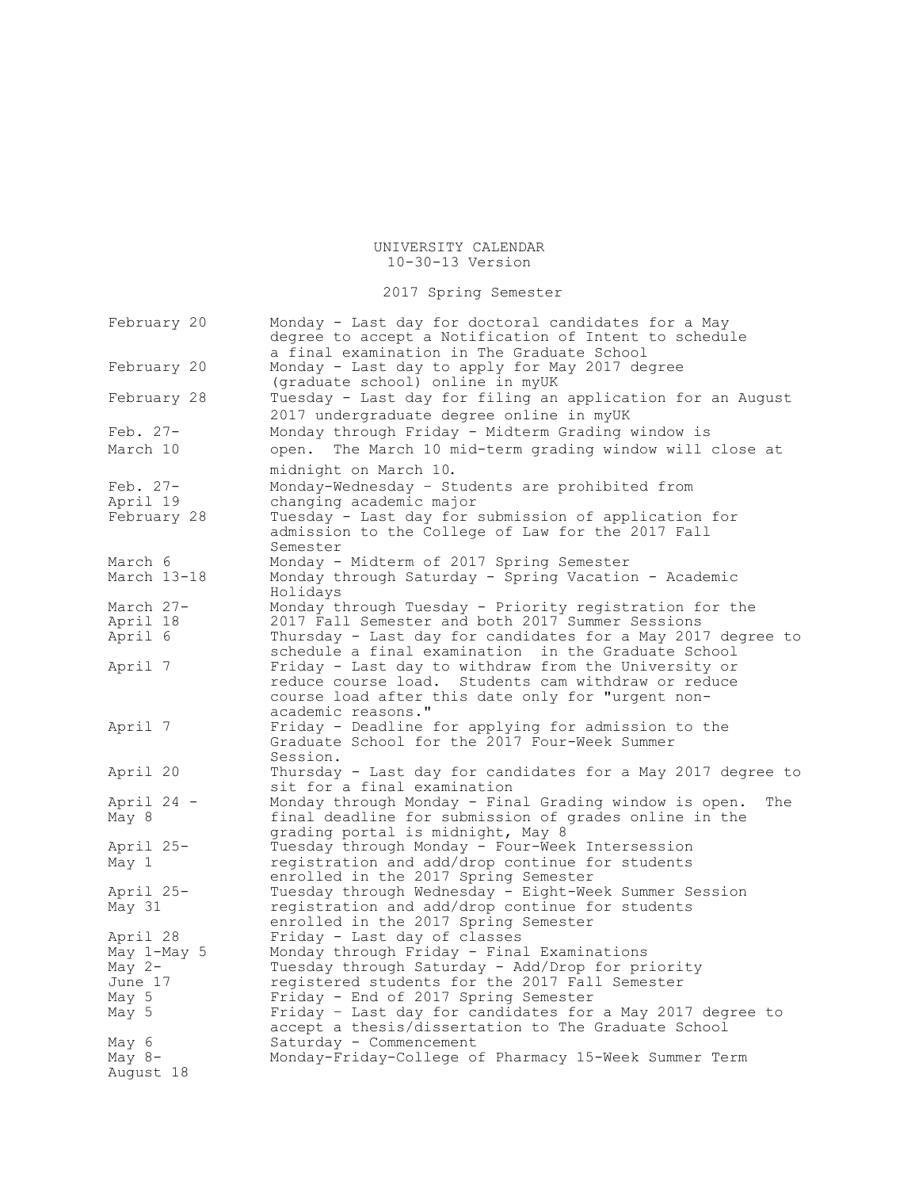# UNIVERSITY CALENDAR

10-30-13 Version

## 2017 Spring Semester

| Date | Event |
|---|---|
| February 20 | Monday - Last day for doctoral candidates for a May degree to accept a Notification of Intent to schedule a final examination in The Graduate School |
| February 20 | Monday - Last day to apply for May 2017 degree (graduate school) online in myUK |
| February 28 | Tuesday - Last day for filing an application for an August 2017 undergraduate degree online in myUK |
| Feb. 27- March 10 | Monday through Friday - Midterm Grading window is open. The March 10 mid-term grading window will close at midnight on March 10. |
| Feb. 27- April 19 | Monday-Wednesday – Students are prohibited from changing academic major |
| February 28 | Tuesday - Last day for submission of application for admission to the College of Law for the 2017 Fall Semester |
| March 6 | Monday - Midterm of 2017 Spring Semester |
| March 13-18 | Monday through Saturday - Spring Vacation - Academic Holidays |
| March 27- April 18 | Monday through Tuesday - Priority registration for the 2017 Fall Semester and both 2017 Summer Sessions |
| April 6 | Thursday - Last day for candidates for a May 2017 degree to schedule a final examination in the Graduate School |
| April 7 | Friday - Last day to withdraw from the University or reduce course load. Students cam withdraw or reduce course load after this date only for "urgent non-academic reasons." |
| April 7 | Friday - Deadline for applying for admission to the Graduate School for the 2017 Four-Week Summer Session. |
| April 20 | Thursday - Last day for candidates for a May 2017 degree to sit for a final examination |
| April 24 - May 8 | Monday through Monday - Final Grading window is open. The final deadline for submission of grades online in the grading portal is midnight, May 8 |
| April 25- May 1 | Tuesday through Monday - Four-Week Intersession registration and add/drop continue for students enrolled in the 2017 Spring Semester |
| April 25- May 31 | Tuesday through Wednesday - Eight-Week Summer Session registration and add/drop continue for students enrolled in the 2017 Spring Semester |
| April 28 | Friday - Last day of classes |
| May 1-May 5 | Monday through Friday - Final Examinations |
| May 2- June 17 | Tuesday through Saturday - Add/Drop for priority registered students for the 2017 Fall Semester |
| May 5 | Friday - End of 2017 Spring Semester |
| May 5 | Friday – Last day for candidates for a May 2017 degree to accept a thesis/dissertation to The Graduate School |
| May 6 | Saturday - Commencement |
| May 8- August 18 | Monday-Friday-College of Pharmacy 15-Week Summer Term |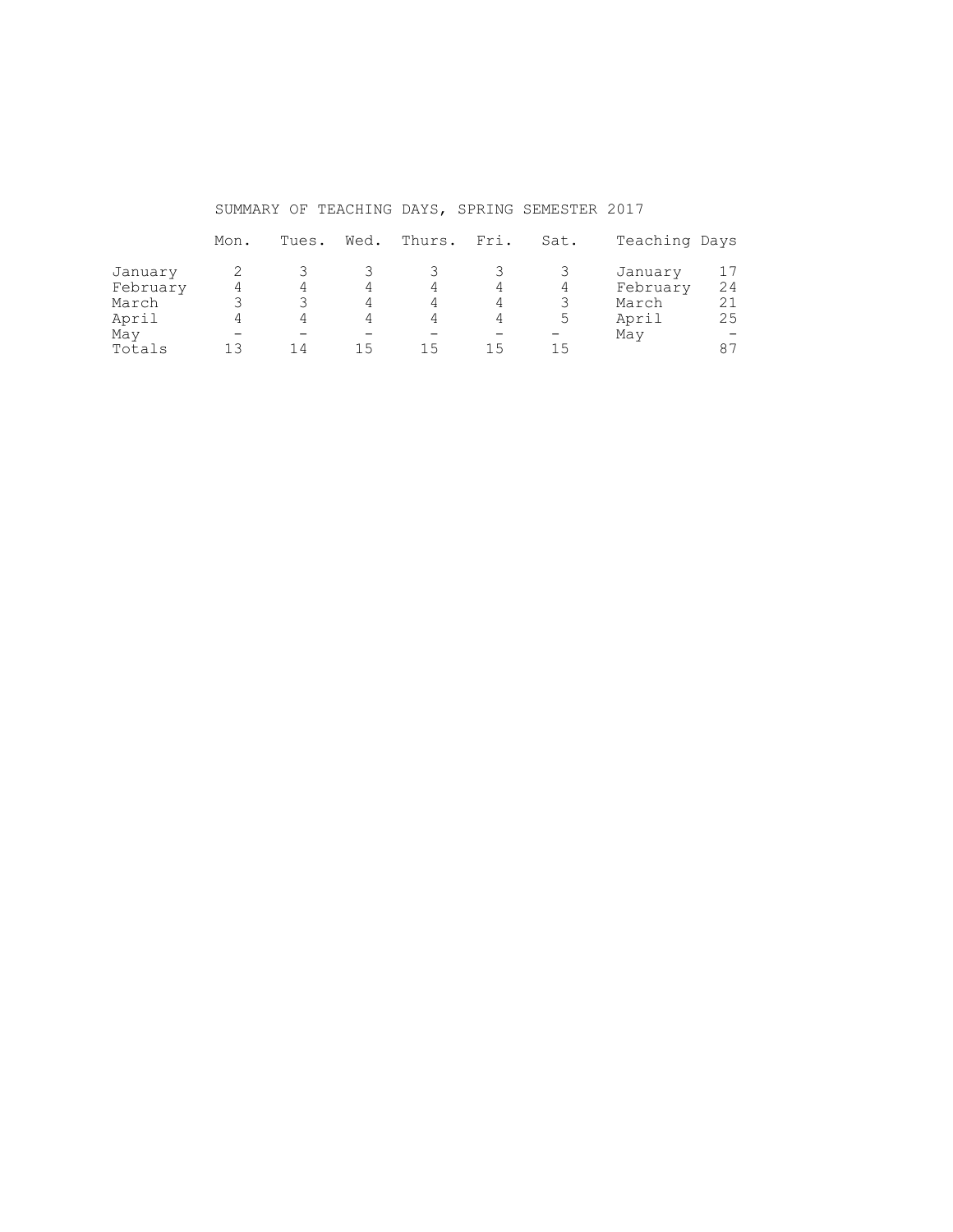SUMMARY OF TEACHING DAYS, SPRING SEMESTER 2017

|  | Mon. | Tues. | Wed. | Thurs. | Fri. | Sat. |
|---|---|---|---|---|---|---|
| January | 2 | 3 | 3 | 3 | 3 | 3 |
| February | 4 | 4 | 4 | 4 | 4 | 4 |
| March | 3 | 3 | 4 | 4 | 4 | 3 |
| April | 4 | 4 | 4 | 4 | 4 | 5 |
| May | – | – | – | – | – | – |
| Totals | 13 | 14 | 15 | 15 | 15 | 15 |

| Teaching Days | |
|---|---|
| January | 17 |
| February | 24 |
| March | 21 |
| April | 25 |
| May | – |
| | 87 |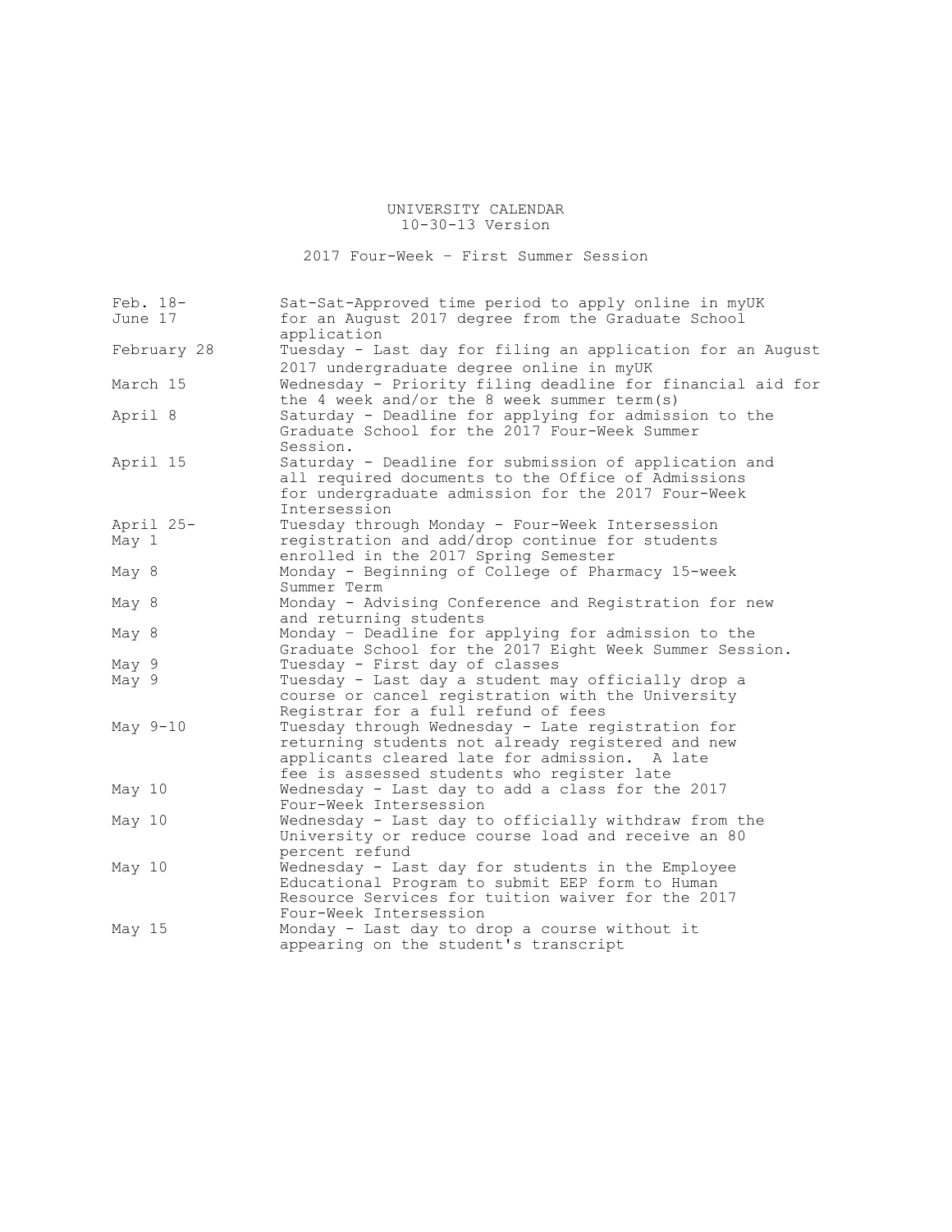# UNIVERSITY CALENDAR

10-30-13 Version

## 2017 Four-Week – First Summer Session

| Date | Event |
|---|---|
| Feb. 18-June 17 | Sat-Sat-Approved time period to apply online in myUK for an August 2017 degree from the Graduate School application |
| February 28 | Tuesday - Last day for filing an application for an August 2017 undergraduate degree online in myUK |
| March 15 | Wednesday - Priority filing deadline for financial aid for the 4 week and/or the 8 week summer term(s) |
| April 8 | Saturday - Deadline for applying for admission to the Graduate School for the 2017 Four-Week Summer Session. |
| April 15 | Saturday - Deadline for submission of application and all required documents to the Office of Admissions for undergraduate admission for the 2017 Four-Week Intersession |
| April 25-May 1 | Tuesday through Monday - Four-Week Intersession registration and add/drop continue for students enrolled in the 2017 Spring Semester |
| May 8 | Monday - Beginning of College of Pharmacy 15-week Summer Term |
| May 8 | Monday - Advising Conference and Registration for new and returning students |
| May 8 | Monday – Deadline for applying for admission to the Graduate School for the 2017 Eight Week Summer Session. |
| May 9 | Tuesday - First day of classes |
| May 9 | Tuesday - Last day a student may officially drop a course or cancel registration with the University Registrar for a full refund of fees |
| May 9-10 | Tuesday through Wednesday - Late registration for returning students not already registered and new applicants cleared late for admission. A late fee is assessed students who register late |
| May 10 | Wednesday - Last day to add a class for the 2017 Four-Week Intersession |
| May 10 | Wednesday - Last day to officially withdraw from the University or reduce course load and receive an 80 percent refund |
| May 10 | Wednesday - Last day for students in the Employee Educational Program to submit EEP form to Human Resource Services for tuition waiver for the 2017 Four-Week Intersession |
| May 15 | Monday - Last day to drop a course without it appearing on the student's transcript |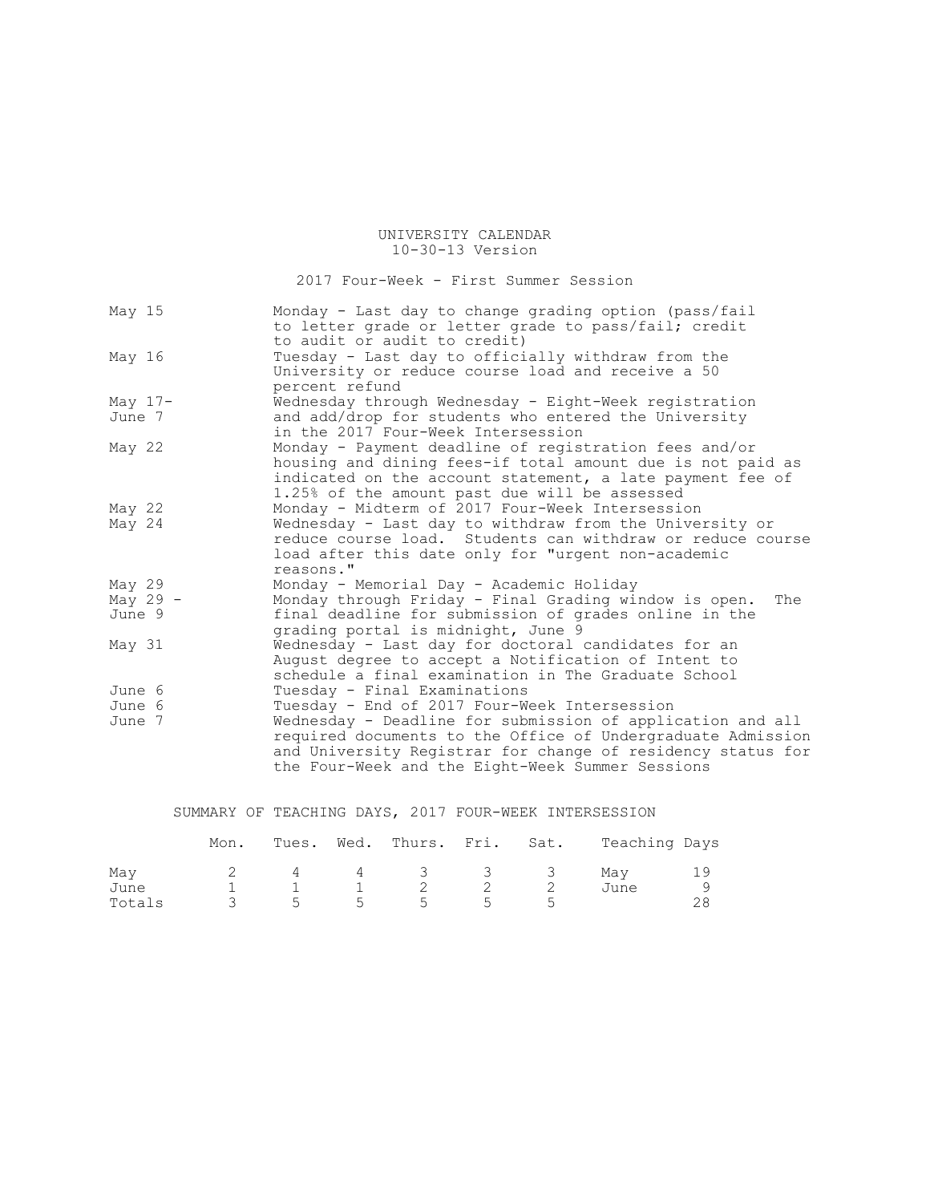# UNIVERSITY CALENDAR

10-30-13 Version

## 2017 Four-Week - First Summer Session

| Date | Event |
|---|---|
| May 15 | Monday - Last day to change grading option (pass/fail to letter grade or letter grade to pass/fail; credit to audit or audit to credit) |
| May 16 | Tuesday - Last day to officially withdraw from the University or reduce course load and receive a 50 percent refund |
| May 17- June 7 | Wednesday through Wednesday - Eight-Week registration and add/drop for students who entered the University in the 2017 Four-Week Intersession |
| May 22 | Monday - Payment deadline of registration fees and/or housing and dining fees-if total amount due is not paid as indicated on the account statement, a late payment fee of 1.25% of the amount past due will be assessed |
| May 22 | Monday - Midterm of 2017 Four-Week Intersession |
| May 24 | Wednesday - Last day to withdraw from the University or reduce course load. Students can withdraw or reduce course load after this date only for "urgent non-academic reasons." |
| May 29 | Monday - Memorial Day - Academic Holiday |
| May 29 - June 9 | Monday through Friday - Final Grading window is open. The final deadline for submission of grades online in the grading portal is midnight, June 9 |
| May 31 | Wednesday - Last day for doctoral candidates for an August degree to accept a Notification of Intent to schedule a final examination in The Graduate School |
| June 6 | Tuesday - Final Examinations |
| June 6 | Tuesday - End of 2017 Four-Week Intersession |
| June 7 | Wednesday - Deadline for submission of application and all required documents to the Office of Undergraduate Admission and University Registrar for change of residency status for the Four-Week and the Eight-Week Summer Sessions |

## SUMMARY OF TEACHING DAYS, 2017 FOUR-WEEK INTERSESSION

| | Mon. | Tues. | Wed. | Thurs. | Fri. | Sat. | Teaching Days | |
|---|---|---|---|---|---|---|---|---|
| May | 2 | 4 | 4 | 3 | 3 | 3 | May | 19 |
| June | 1 | 1 | 1 | 2 | 2 | 2 | June | 9 |
| Totals | 3 | 5 | 5 | 5 | 5 | 5 | | 28 |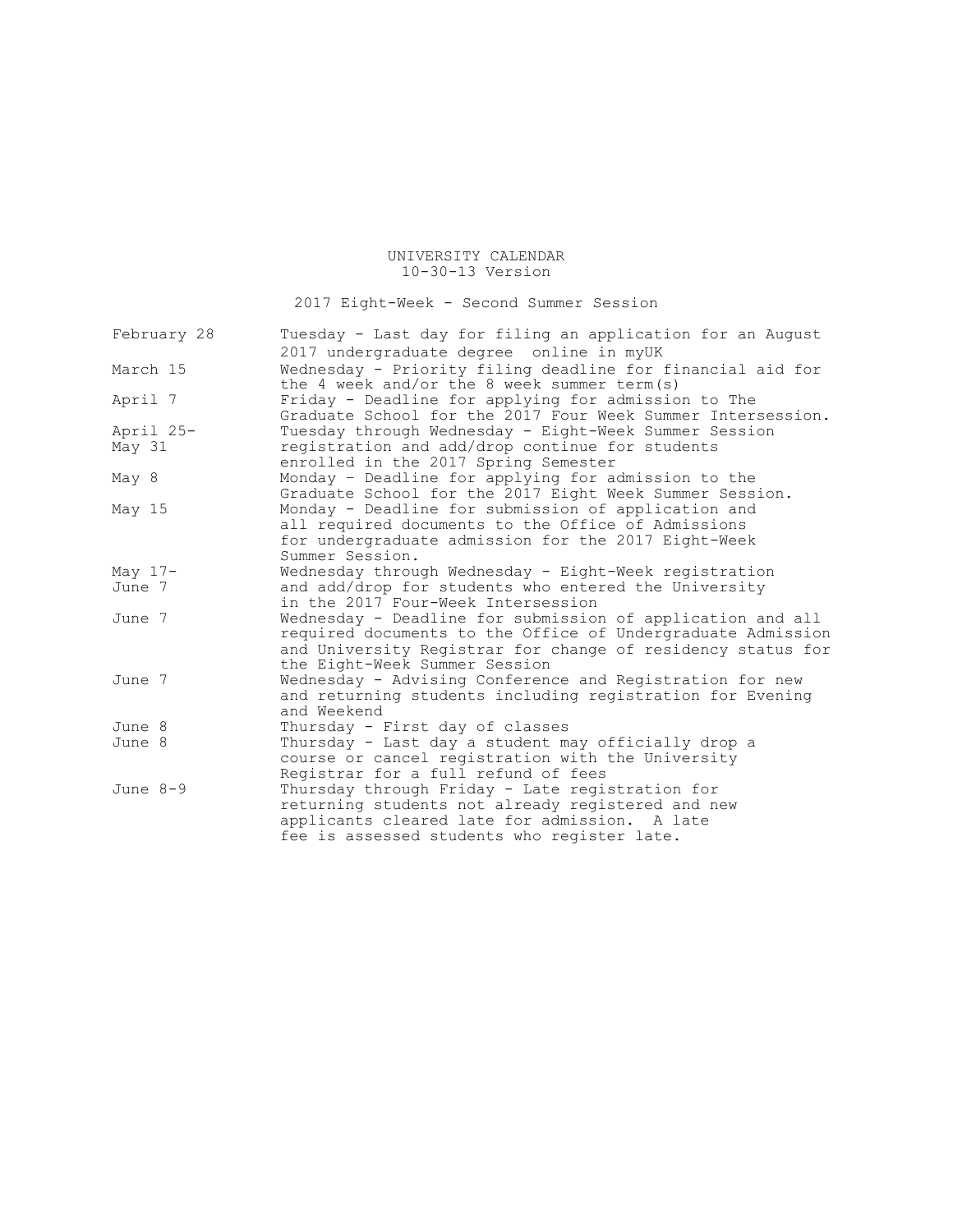UNIVERSITY CALENDAR
10-30-13 Version

## 2017 Eight-Week - Second Summer Session

| | |
|---|---|
| February 28 | Tuesday - Last day for filing an application for an August 2017 undergraduate degree online in myUK |
| March 15 | Wednesday - Priority filing deadline for financial aid for the 4 week and/or the 8 week summer term(s) |
| April 7 | Friday - Deadline for applying for admission to The Graduate School for the 2017 Four Week Summer Intersession. |
| April 25-May 31 | Tuesday through Wednesday - Eight-Week Summer Session registration and add/drop continue for students enrolled in the 2017 Spring Semester |
| May 8 | Monday – Deadline for applying for admission to the Graduate School for the 2017 Eight Week Summer Session. |
| May 15 | Monday - Deadline for submission of application and all required documents to the Office of Admissions for undergraduate admission for the 2017 Eight-Week Summer Session. |
| May 17-June 7 | Wednesday through Wednesday - Eight-Week registration and add/drop for students who entered the University in the 2017 Four-Week Intersession |
| June 7 | Wednesday - Deadline for submission of application and all required documents to the Office of Undergraduate Admission and University Registrar for change of residency status for the Eight-Week Summer Session |
| June 7 | Wednesday - Advising Conference and Registration for new and returning students including registration for Evening and Weekend |
| June 8 | Thursday - First day of classes |
| June 8 | Thursday - Last day a student may officially drop a course or cancel registration with the University Registrar for a full refund of fees |
| June 8-9 | Thursday through Friday - Late registration for returning students not already registered and new applicants cleared late for admission. A late fee is assessed students who register late. |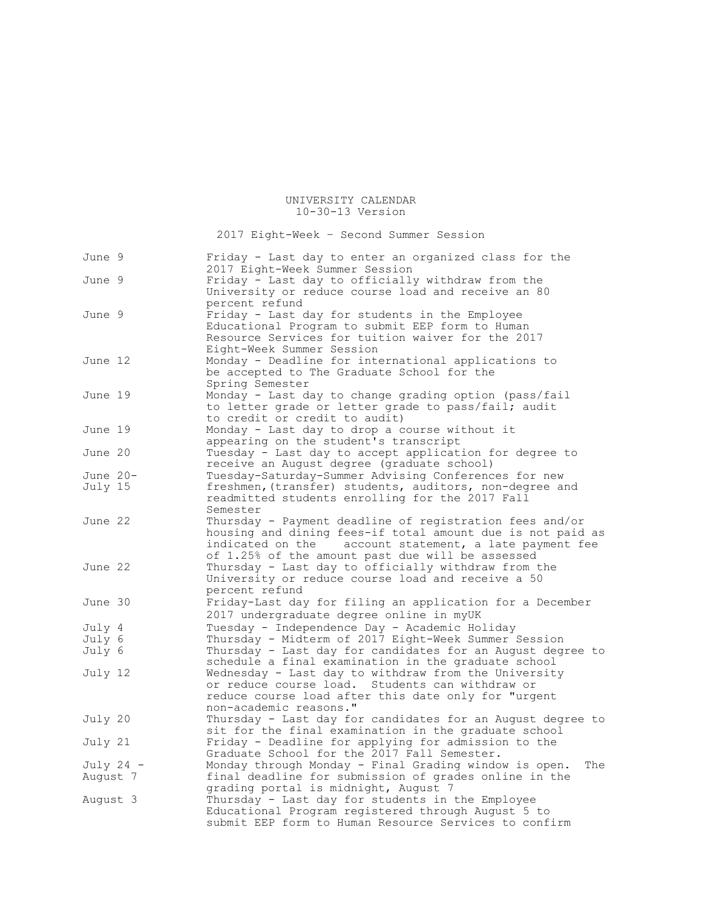UNIVERSITY CALENDAR
10-30-13 Version

2017 Eight-Week – Second Summer Session

| Date | Event |
|---|---|
| June 9 | Friday - Last day to enter an organized class for the 2017 Eight-Week Summer Session |
| June 9 | Friday - Last day to officially withdraw from the University or reduce course load and receive an 80 percent refund |
| June 9 | Friday - Last day for students in the Employee Educational Program to submit EEP form to Human Resource Services for tuition waiver for the 2017 Eight-Week Summer Session |
| June 12 | Monday - Deadline for international applications to be accepted to The Graduate School for the Spring Semester |
| June 19 | Monday - Last day to change grading option (pass/fail to letter grade or letter grade to pass/fail; audit to credit or credit to audit) |
| June 19 | Monday - Last day to drop a course without it appearing on the student's transcript |
| June 20 | Tuesday - Last day to accept application for degree to receive an August degree (graduate school) |
| June 20-July 15 | Tuesday-Saturday-Summer Advising Conferences for new freshmen,(transfer) students, auditors, non-degree and readmitted students enrolling for the 2017 Fall Semester |
| June 22 | Thursday - Payment deadline of registration fees and/or housing and dining fees-if total amount due is not paid as indicated on the account statement, a late payment fee of 1.25% of the amount past due will be assessed |
| June 22 | Thursday - Last day to officially withdraw from the University or reduce course load and receive a 50 percent refund |
| June 30 | Friday-Last day for filing an application for a December 2017 undergraduate degree online in myUK |
| July 4 | Tuesday - Independence Day - Academic Holiday |
| July 6 | Thursday - Midterm of 2017 Eight-Week Summer Session |
| July 6 | Thursday - Last day for candidates for an August degree to schedule a final examination in the graduate school |
| July 12 | Wednesday - Last day to withdraw from the University or reduce course load. Students can withdraw or reduce course load after this date only for "urgent non-academic reasons." |
| July 20 | Thursday - Last day for candidates for an August degree to sit for the final examination in the graduate school |
| July 21 | Friday - Deadline for applying for admission to the Graduate School for the 2017 Fall Semester. |
| July 24 - August 7 | Monday through Monday - Final Grading window is open. The final deadline for submission of grades online in the grading portal is midnight, August 7 |
| August 3 | Thursday - Last day for students in the Employee Educational Program registered through August 5 to submit EEP form to Human Resource Services to confirm |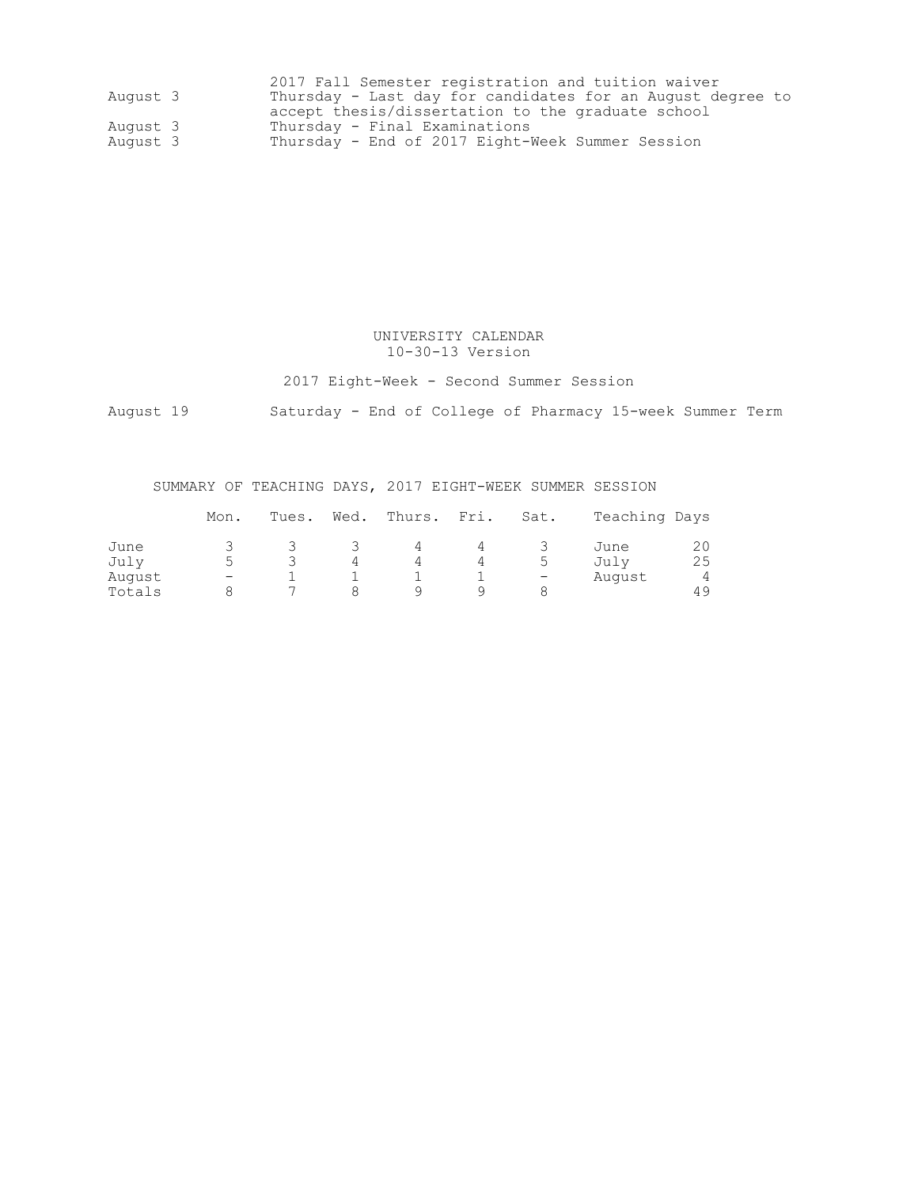| | |
|---|---|
| | 2017 Fall Semester registration and tuition waiver |
| August 3 | Thursday - Last day for candidates for an August degree to accept thesis/dissertation to the graduate school |
| August 3 | Thursday - Final Examinations |
| August 3 | Thursday - End of 2017 Eight-Week Summer Session |

# UNIVERSITY CALENDAR

10-30-13 Version

## 2017 Eight-Week - Second Summer Session

| | |
|---|---|
| August 19 | Saturday - End of College of Pharmacy 15-week Summer Term |

## SUMMARY OF TEACHING DAYS, 2017 EIGHT-WEEK SUMMER SESSION

| | Mon. | Tues. | Wed. | Thurs. | Fri. | Sat. | Teaching | Days |
|---|---|---|---|---|---|---|---|---|
| June | 3 | 3 | 3 | 4 | 4 | 3 | June | 20 |
| July | 5 | 3 | 4 | 4 | 4 | 5 | July | 25 |
| August | - | 1 | 1 | 1 | 1 | - | August | 4 |
| Totals | 8 | 7 | 8 | 9 | 9 | 8 | | 49 |